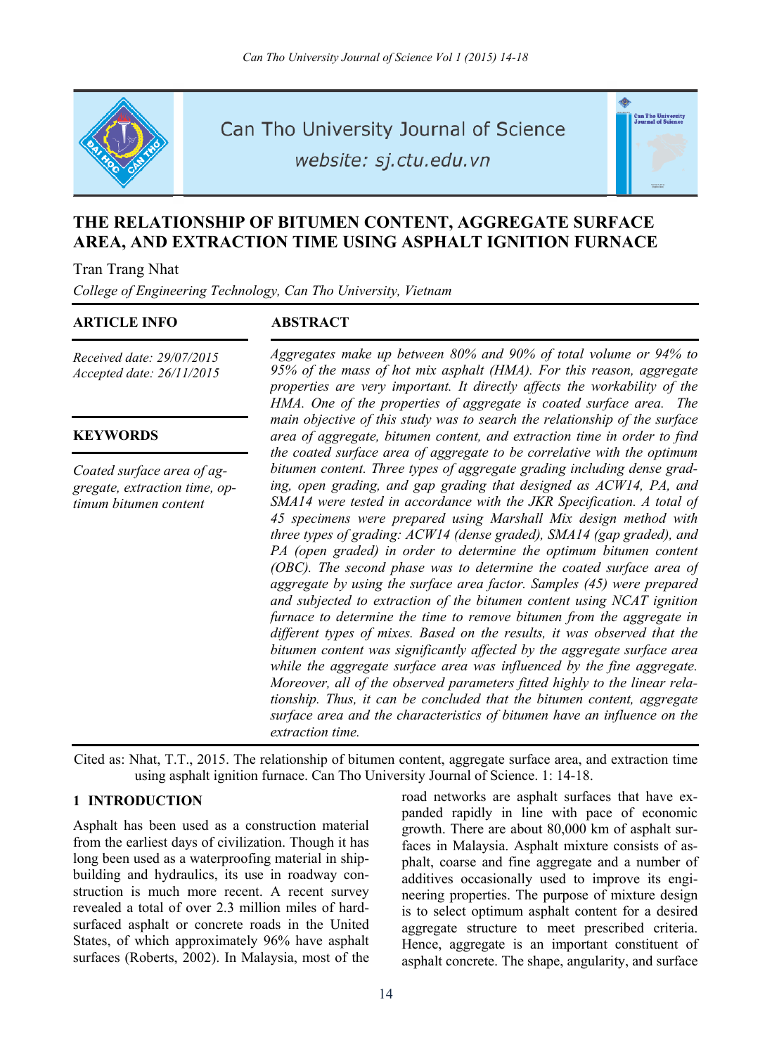# THE RELATIONSHIP OF BITUMEN CONTENT, AGGREGATE SURFACE AREA, AND EXTRACTION TIME USING ASPHALT IGNITION FURNACE

Tran Trang Nhat

*College of Engineering Technology, Can Tho University, Vietnam*

### ARTICLE INFO

*Received date: 29/07/2015*
*Accepted date: 26/11/2015*

### KEYWORDS

*Coated surface area of aggregate, extraction time, optimum bitumen content*

### ABSTRACT

*Aggregates make up between 80% and 90% of total volume or 94% to 95% of the mass of hot mix asphalt (HMA). For this reason, aggregate properties are very important. It directly affects the workability of the HMA. One of the properties of aggregate is coated surface area. The main objective of this study was to search the relationship of the surface area of aggregate, bitumen content, and extraction time in order to find the coated surface area of aggregate to be correlative with the optimum bitumen content. Three types of aggregate grading including dense grading, open grading, and gap grading that designed as ACW14, PA, and SMA14 were tested in accordance with the JKR Specification. A total of 45 specimens were prepared using Marshall Mix design method with three types of grading: ACW14 (dense graded), SMA14 (gap graded), and PA (open graded) in order to determine the optimum bitumen content (OBC). The second phase was to determine the coated surface area of aggregate by using the surface area factor. Samples (45) were prepared and subjected to extraction of the bitumen content using NCAT ignition furnace to determine the time to remove bitumen from the aggregate in different types of mixes. Based on the results, it was observed that the bitumen content was significantly affected by the aggregate surface area while the aggregate surface area was influenced by the fine aggregate. Moreover, all of the observed parameters fitted highly to the linear relationship. Thus, it can be concluded that the bitumen content, aggregate surface area and the characteristics of bitumen have an influence on the extraction time.*

Cited as: Nhat, T.T., 2015. The relationship of bitumen content, aggregate surface area, and extraction time using asphalt ignition furnace. Can Tho University Journal of Science. 1: 14-18.

## 1 INTRODUCTION

Asphalt has been used as a construction material from the earliest days of civilization. Though it has long been used as a waterproofing material in shipbuilding and hydraulics, its use in roadway construction is much more recent. A recent survey revealed a total of over 2.3 million miles of hard-surfaced asphalt or concrete roads in the United States, of which approximately 96% have asphalt surfaces (Roberts, 2002). In Malaysia, most of the road networks are asphalt surfaces that have expanded rapidly in line with pace of economic growth. There are about 80,000 km of asphalt surfaces in Malaysia. Asphalt mixture consists of asphalt, coarse and fine aggregate and a number of additives occasionally used to improve its engineering properties. The purpose of mixture design is to select optimum asphalt content for a desired aggregate structure to meet prescribed criteria. Hence, aggregate is an important constituent of asphalt concrete. The shape, angularity, and surface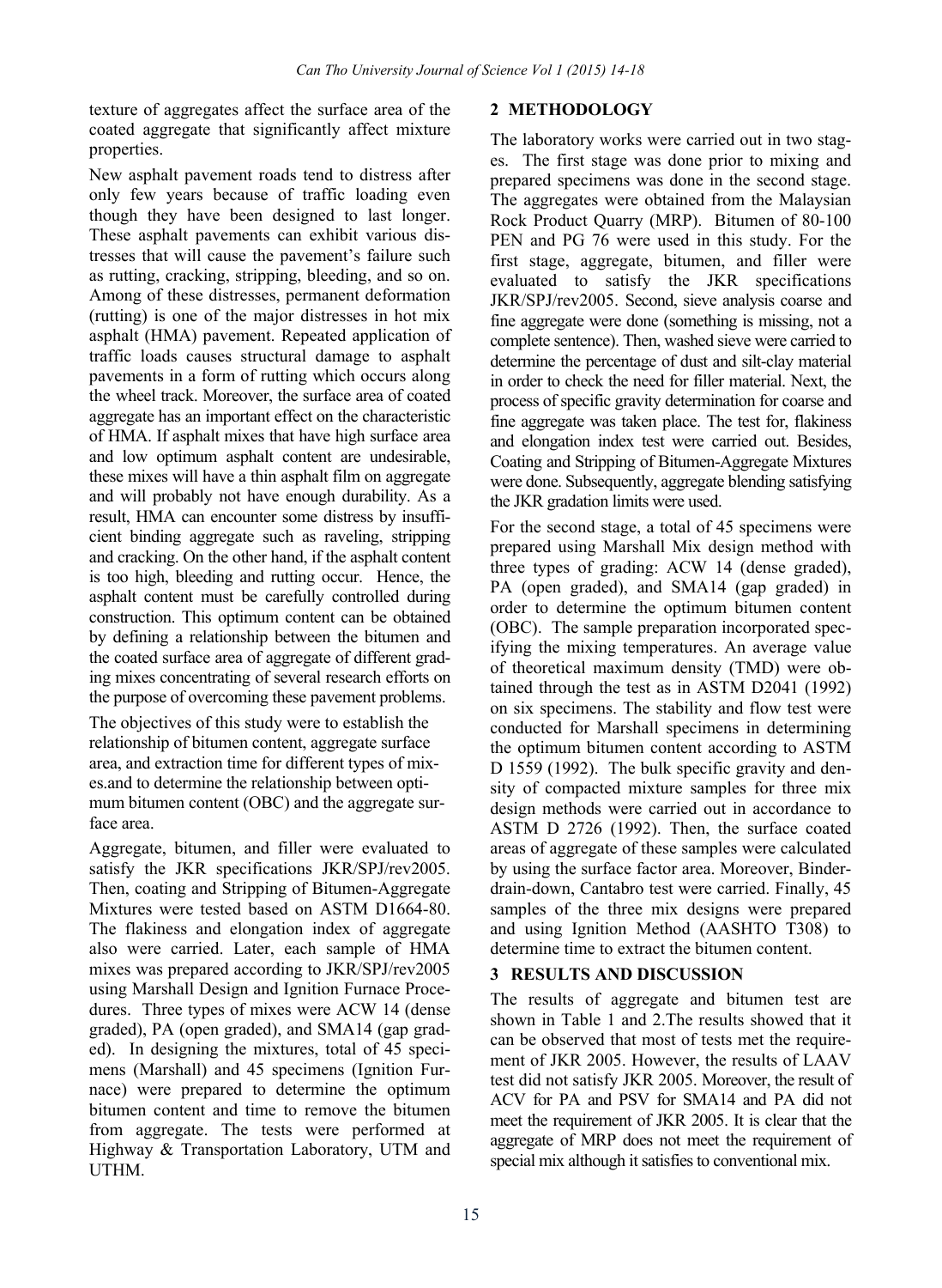texture of aggregates affect the surface area of the coated aggregate that significantly affect mixture properties.

New asphalt pavement roads tend to distress after only few years because of traffic loading even though they have been designed to last longer. These asphalt pavements can exhibit various distresses that will cause the pavement's failure such as rutting, cracking, stripping, bleeding, and so on. Among of these distresses, permanent deformation (rutting) is one of the major distresses in hot mix asphalt (HMA) pavement. Repeated application of traffic loads causes structural damage to asphalt pavements in a form of rutting which occurs along the wheel track. Moreover, the surface area of coated aggregate has an important effect on the characteristic of HMA. If asphalt mixes that have high surface area and low optimum asphalt content are undesirable, these mixes will have a thin asphalt film on aggregate and will probably not have enough durability. As a result, HMA can encounter some distress by insufficient binding aggregate such as raveling, stripping and cracking. On the other hand, if the asphalt content is too high, bleeding and rutting occur. Hence, the asphalt content must be carefully controlled during construction. This optimum content can be obtained by defining a relationship between the bitumen and the coated surface area of aggregate of different grading mixes concentrating of several research efforts on the purpose of overcoming these pavement problems.

The objectives of this study were to establish the relationship of bitumen content, aggregate surface area, and extraction time for different types of mixes.and to determine the relationship between optimum bitumen content (OBC) and the aggregate surface area.

Aggregate, bitumen, and filler were evaluated to satisfy the JKR specifications JKR/SPJ/rev2005. Then, coating and Stripping of Bitumen-Aggregate Mixtures were tested based on ASTM D1664-80. The flakiness and elongation index of aggregate also were carried. Later, each sample of HMA mixes was prepared according to JKR/SPJ/rev2005 using Marshall Design and Ignition Furnace Procedures. Three types of mixes were ACW 14 (dense graded), PA (open graded), and SMA14 (gap graded). In designing the mixtures, total of 45 specimens (Marshall) and 45 specimens (Ignition Furnace) were prepared to determine the optimum bitumen content and time to remove the bitumen from aggregate. The tests were performed at Highway & Transportation Laboratory, UTM and UTHM.

## 2 METHODOLOGY

The laboratory works were carried out in two stages. The first stage was done prior to mixing and prepared specimens was done in the second stage. The aggregates were obtained from the Malaysian Rock Product Quarry (MRP). Bitumen of 80-100 PEN and PG 76 were used in this study. For the first stage, aggregate, bitumen, and filler were evaluated to satisfy the JKR specifications JKR/SPJ/rev2005. Second, sieve analysis coarse and fine aggregate were done (something is missing, not a complete sentence). Then, washed sieve were carried to determine the percentage of dust and silt-clay material in order to check the need for filler material. Next, the process of specific gravity determination for coarse and fine aggregate was taken place. The test for, flakiness and elongation index test were carried out. Besides, Coating and Stripping of Bitumen-Aggregate Mixtures were done. Subsequently, aggregate blending satisfying the JKR gradation limits were used.

For the second stage, a total of 45 specimens were prepared using Marshall Mix design method with three types of grading: ACW 14 (dense graded), PA (open graded), and SMA14 (gap graded) in order to determine the optimum bitumen content (OBC). The sample preparation incorporated specifying the mixing temperatures. An average value of theoretical maximum density (TMD) were obtained through the test as in ASTM D2041 (1992) on six specimens. The stability and flow test were conducted for Marshall specimens in determining the optimum bitumen content according to ASTM D 1559 (1992). The bulk specific gravity and density of compacted mixture samples for three mix design methods were carried out in accordance to ASTM D 2726 (1992). Then, the surface coated areas of aggregate of these samples were calculated by using the surface factor area. Moreover, Binder-drain-down, Cantabro test were carried. Finally, 45 samples of the three mix designs were prepared and using Ignition Method (AASHTO T308) to determine time to extract the bitumen content.

## 3 RESULTS AND DISCUSSION

The results of aggregate and bitumen test are shown in Table 1 and 2.The results showed that it can be observed that most of tests met the requirement of JKR 2005. However, the results of LAAV test did not satisfy JKR 2005. Moreover, the result of ACV for PA and PSV for SMA14 and PA did not meet the requirement of JKR 2005. It is clear that the aggregate of MRP does not meet the requirement of special mix although it satisfies to conventional mix.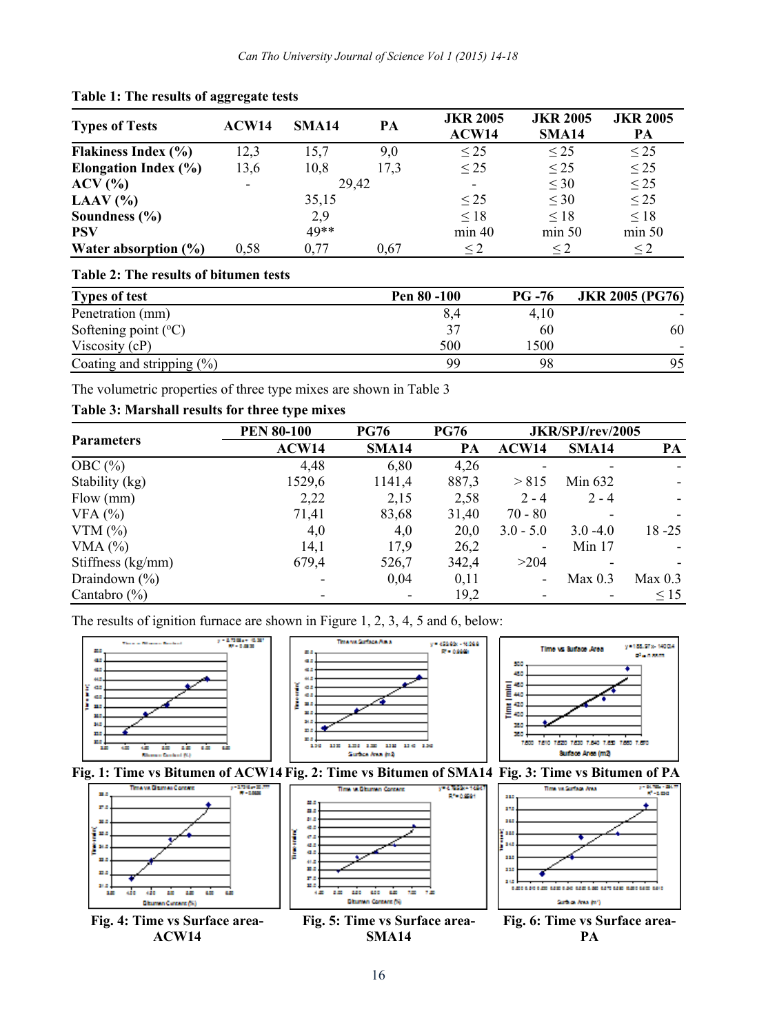**Table 1: The results of aggregate tests**

| Types of Tests | ACW14 | SMA14 | PA | JKR 2005 ACW14 | JKR 2005 SMA14 | JKR 2005 PA |
|---|---|---|---|---|---|---|
| **Flakiness Index (%)** | 12,3 | 15,7 | 9,0 | ≤ 25 | ≤ 25 | ≤ 25 |
| **Elongation Index (%)** | 13,6 | 10,8 | 17,3 | ≤ 25 | ≤ 25 | ≤ 25 |
| **ACV (%)** | - | 29,42 | | - | ≤ 30 | ≤ 25 |
| **LAAV (%)** | | 35,15 | | ≤ 25 | ≤ 30 | ≤ 25 |
| **Soundness (%)** | | 2,9 | | ≤ 18 | ≤ 18 | ≤ 18 |
| **PSV** | | 49** | | min 40 | min 50 | min 50 |
| **Water absorption (%)** | 0,58 | 0,77 | 0,67 | ≤ 2 | ≤ 2 | ≤ 2 |

**Table 2: The results of bitumen tests**

| Types of test | Pen 80 -100 | PG -76 | JKR 2005 (PG76) |
|---|---|---|---|
| Penetration (mm) | 8,4 | 4,10 | - |
| Softening point (°C) | 37 | 60 | 60 |
| Viscosity (cP) | 500 | 1500 | - |
| Coating and stripping (%) | 99 | 98 | 95 |

The volumetric properties of three type mixes are shown in Table 3

**Table 3: Marshall results for three type mixes**

| Parameters | PEN 80-100 | PG76 | PG76 | JKR/SPJ/rev/2005 | | |
|---|---|---|---|---|---|---|
| | ACW14 | SMA14 | PA | ACW14 | SMA14 | PA |
| OBC (%) | 4,48 | 6,80 | 4,26 | - | - | - |
| Stability (kg) | 1529,6 | 1141,4 | 887,3 | > 815 | Min 632 | - |
| Flow (mm) | 2,22 | 2,15 | 2,58 | 2 - 4 | 2 - 4 | - |
| VFA (%) | 71,41 | 83,68 | 31,40 | 70 - 80 | - | - |
| VTM (%) | 4,0 | 4,0 | 20,0 | 3.0 - 5.0 | 3.0 -4.0 | 18 -25 |
| VMA (%) | 14,1 | 17,9 | 26,2 | - | Min 17 | - |
| Stiffness (kg/mm) | 679,4 | 526,7 | 342,4 | >204 | - | - |
| Draindown (%) | - | 0,04 | 0,11 | - | Max 0.3 | Max 0.3 |
| Cantabro (%) | - | - | 19,2 | - | - | ≤ 15 |

The results of ignition furnace are shown in Figure 1, 2, 3, 4, 5 and 6, below:

**Fig. 1: Time vs Bitumen of ACW14** **Fig. 2: Time vs Bitumen of SMA14** **Fig. 3: Time vs Bitumen of PA**

**Fig. 4: Time vs Surface area-ACW14** **Fig. 5: Time vs Surface area-SMA14** **Fig. 6: Time vs Surface area-PA**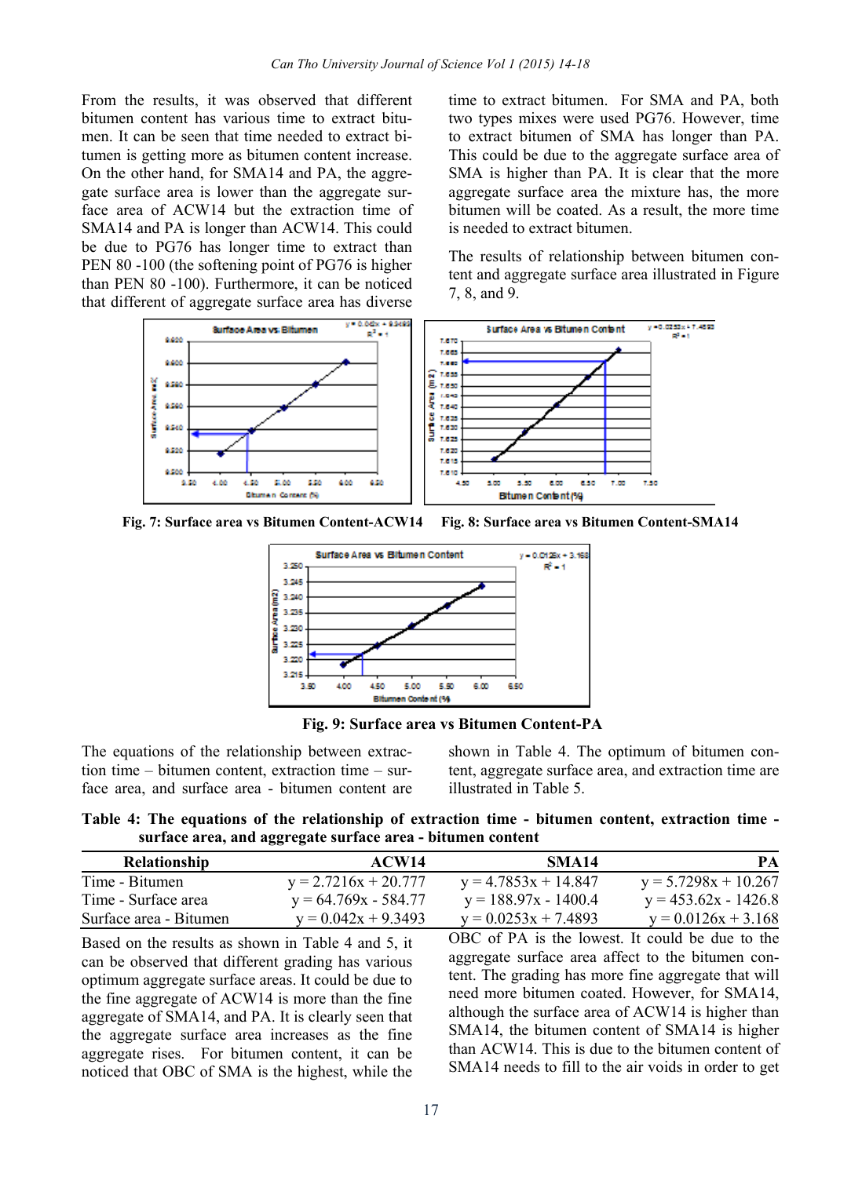From the results, it was observed that different bitumen content has various time to extract bitumen. It can be seen that time needed to extract bitumen is getting more as bitumen content increase. On the other hand, for SMA14 and PA, the aggregate surface area is lower than the aggregate surface area of ACW14 but the extraction time of SMA14 and PA is longer than ACW14. This could be due to PG76 has longer time to extract than PEN 80 -100 (the softening point of PG76 is higher than PEN 80 -100). Furthermore, it can be noticed that different of aggregate surface area has diverse time to extract bitumen. For SMA and PA, both two types mixes were used PG76. However, time to extract bitumen of SMA has longer than PA. This could be due to the aggregate surface area of SMA is higher than PA. It is clear that the more aggregate surface area the mixture has, the more bitumen will be coated. As a result, the more time is needed to extract bitumen.

The results of relationship between bitumen content and aggregate surface area illustrated in Figure 7, 8, and 9.

**Fig. 7: Surface area vs Bitumen Content-ACW14**

**Fig. 8: Surface area vs Bitumen Content-SMA14**

**Fig. 9: Surface area vs Bitumen Content-PA**

The equations of the relationship between extraction time – bitumen content, extraction time – surface area, and surface area - bitumen content are shown in Table 4. The optimum of bitumen content, aggregate surface area, and extraction time are illustrated in Table 5.

**Table 4: The equations of the relationship of extraction time - bitumen content, extraction time - surface area, and aggregate surface area - bitumen content**

| Relationship | ACW14 | SMA14 | PA |
|---|---|---|---|
| Time - Bitumen | $y = 2.7216x + 20.777$ | $y = 4.7853x + 14.847$ | $y = 5.7298x + 10.267$ |
| Time - Surface area | $y = 64.769x - 584.77$ | $y = 188.97x - 1400.4$ | $y = 453.62x - 1426.8$ |
| Surface area - Bitumen | $y = 0.042x + 9.3493$ | $y = 0.0253x + 7.4893$ | $y = 0.0126x + 3.168$ |

Based on the results as shown in Table 4 and 5, it can be observed that different grading has various optimum aggregate surface areas. It could be due to the fine aggregate of ACW14 is more than the fine aggregate of SMA14, and PA. It is clearly seen that the aggregate surface area increases as the fine aggregate rises. For bitumen content, it can be noticed that OBC of SMA is the highest, while the OBC of PA is the lowest. It could be due to the aggregate surface area affect to the bitumen content. The grading has more fine aggregate that will need more bitumen coated. However, for SMA14, although the surface area of ACW14 is higher than SMA14, the bitumen content of SMA14 is higher than ACW14. This is due to the bitumen content of SMA14 needs to fill to the air voids in order to get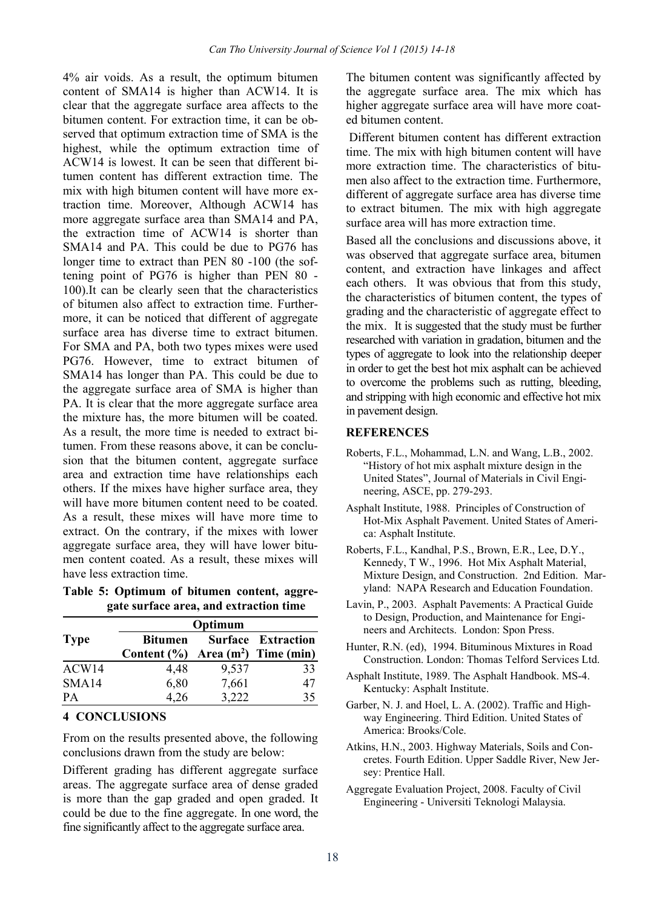4% air voids. As a result, the optimum bitumen content of SMA14 is higher than ACW14. It is clear that the aggregate surface area affects to the bitumen content. For extraction time, it can be observed that optimum extraction time of SMA is the highest, while the optimum extraction time of ACW14 is lowest. It can be seen that different bitumen content has different extraction time. The mix with high bitumen content will have more extraction time. Moreover, Although ACW14 has more aggregate surface area than SMA14 and PA, the extraction time of ACW14 is shorter than SMA14 and PA. This could be due to PG76 has longer time to extract than PEN 80 -100 (the softening point of PG76 is higher than PEN 80 - 100).It can be clearly seen that the characteristics of bitumen also affect to extraction time. Furthermore, it can be noticed that different of aggregate surface area has diverse time to extract bitumen. For SMA and PA, both two types mixes were used PG76. However, time to extract bitumen of SMA14 has longer than PA. This could be due to the aggregate surface area of SMA is higher than PA. It is clear that the more aggregate surface area the mixture has, the more bitumen will be coated. As a result, the more time is needed to extract bitumen. From these reasons above, it can be conclusion that the bitumen content, aggregate surface area and extraction time have relationships each others. If the mixes have higher surface area, they will have more bitumen content need to be coated. As a result, these mixes will have more time to extract. On the contrary, if the mixes with lower aggregate surface area, they will have lower bitumen content coated. As a result, these mixes will have less extraction time.

**Table 5: Optimum of bitumen content, aggregate surface area, and extraction time**

| Type | Optimum | | |
|---|---|---|---|
| | Bitumen Content (%) | Surface Area ($m^2$) | Extraction Time (min) |
| ACW14 | 4,48 | 9,537 | 33 |
| SMA14 | 6,80 | 7,661 | 47 |
| PA | 4,26 | 3,222 | 35 |

## 4 CONCLUSIONS

From on the results presented above, the following conclusions drawn from the study are below:

Different grading has different aggregate surface areas. The aggregate surface area of dense graded is more than the gap graded and open graded. It could be due to the fine aggregate. In one word, the fine significantly affect to the aggregate surface area.

The bitumen content was significantly affected by the aggregate surface area. The mix which has higher aggregate surface area will have more coated bitumen content.

Different bitumen content has different extraction time. The mix with high bitumen content will have more extraction time. The characteristics of bitumen also affect to the extraction time. Furthermore, different of aggregate surface area has diverse time to extract bitumen. The mix with high aggregate surface area will has more extraction time.

Based all the conclusions and discussions above, it was observed that aggregate surface area, bitumen content, and extraction have linkages and affect each others. It was obvious that from this study, the characteristics of bitumen content, the types of grading and the characteristic of aggregate effect to the mix. It is suggested that the study must be further researched with variation in gradation, bitumen and the types of aggregate to look into the relationship deeper in order to get the best hot mix asphalt can be achieved to overcome the problems such as rutting, bleeding, and stripping with high economic and effective hot mix in pavement design.

## REFERENCES

Roberts, F.L., Mohammad, L.N. and Wang, L.B., 2002. "History of hot mix asphalt mixture design in the United States", Journal of Materials in Civil Engineering, ASCE, pp. 279-293.

Asphalt Institute, 1988. Principles of Construction of Hot-Mix Asphalt Pavement. United States of America: Asphalt Institute.

Roberts, F.L., Kandhal, P.S., Brown, E.R., Lee, D.Y., Kennedy, T W., 1996. Hot Mix Asphalt Material, Mixture Design, and Construction. 2nd Edition. Maryland: NAPA Research and Education Foundation.

Lavin, P., 2003. Asphalt Pavements: A Practical Guide to Design, Production, and Maintenance for Engineers and Architects. London: Spon Press.

Hunter, R.N. (ed), 1994. Bituminous Mixtures in Road Construction. London: Thomas Telford Services Ltd.

Asphalt Institute, 1989. The Asphalt Handbook. MS-4. Kentucky: Asphalt Institute.

Garber, N. J. and Hoel, L. A. (2002). Traffic and Highway Engineering. Third Edition. United States of America: Brooks/Cole.

Atkins, H.N., 2003. Highway Materials, Soils and Concretes. Fourth Edition. Upper Saddle River, New Jersey: Prentice Hall.

Aggregate Evaluation Project, 2008. Faculty of Civil Engineering - Universiti Teknologi Malaysia.